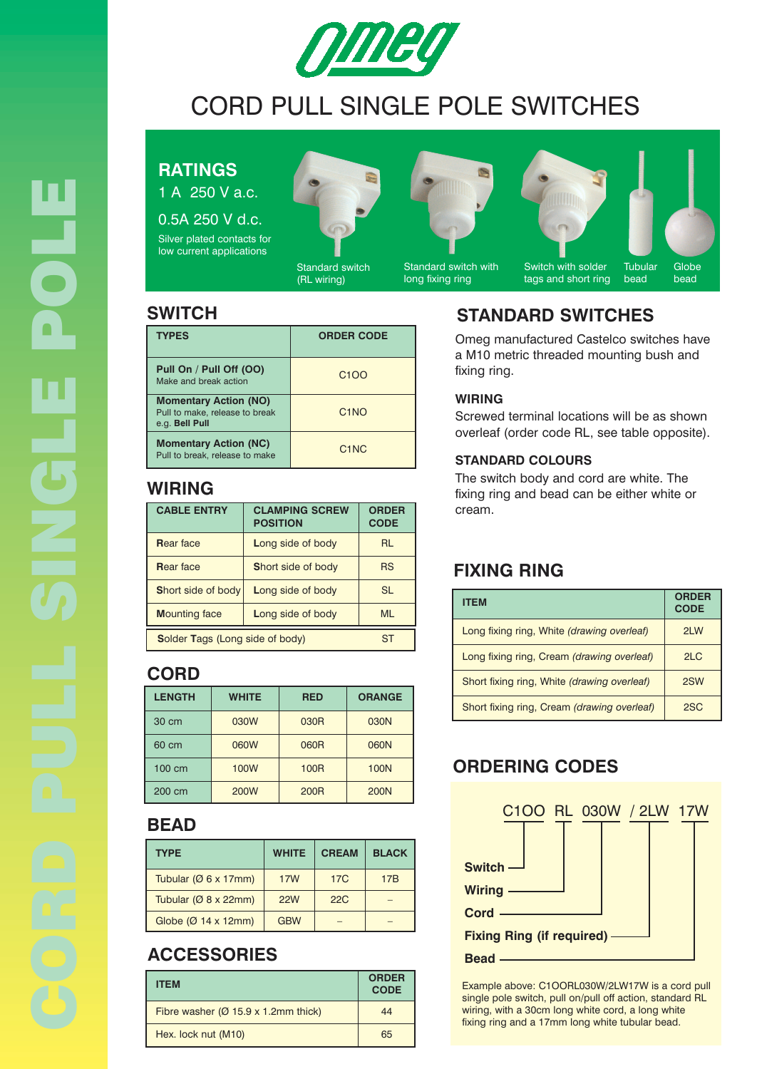# omeg

# CORD PULL SINGLE POLE SWITCHES

CORD PULL SINGLE POLE

## RATINGS

1 A 250 V a.c.

0.5A 250 V d.c.

Silver plated contacts for low current applications

Standard switch (RL wiring)

Standard switch with long fixing ring

Switch with solder tags and short ring

Tubular bead

Globe bead

## SWITCH

| TYPES | ORDER CODE |
|---|---|
| **Pull On / Pull Off (OO)** Make and break action | C1OO |
| **Momentary Action (NO)** Pull to make, release to break e.g. **Bell Pull** | C1NO |
| **Momentary Action (NC)** Pull to break, release to make | C1NC |

## WIRING

| CABLE ENTRY | CLAMPING SCREW POSITION | ORDER CODE |
|---|---|---|
| **R**ear face | **L**ong side of body | RL |
| **R**ear face | **S**hort side of body | RS |
| **S**hort side of body | **L**ong side of body | SL |
| **M**ounting face | **L**ong side of body | ML |
| **S**older **T**ags (Long side of body) | | ST |

## CORD

| LENGTH | WHITE | RED | ORANGE |
|---|---|---|---|
| 30 cm | 030W | 030R | 030N |
| 60 cm | 060W | 060R | 060N |
| 100 cm | 100W | 100R | 100N |
| 200 cm | 200W | 200R | 200N |

## BEAD

| TYPE | WHITE | CREAM | BLACK |
|---|---|---|---|
| Tubular (Ø 6 x 17mm) | 17W | 17C | 17B |
| Tubular (Ø 8 x 22mm) | 22W | 22C | – |
| Globe (Ø 14 x 12mm) | GBW | – | – |

## ACCESSORIES

| ITEM | ORDER CODE |
|---|---|
| Fibre washer (Ø 15.9 x 1.2mm thick) | 44 |
| Hex. lock nut (M10) | 65 |

## STANDARD SWITCHES

Omeg manufactured Castelco switches have a M10 metric threaded mounting bush and fixing ring.

### WIRING

Screwed terminal locations will be as shown overleaf (order code RL, see table opposite).

### STANDARD COLOURS

The switch body and cord are white. The fixing ring and bead can be either white or cream.

## FIXING RING

| ITEM | ORDER CODE |
|---|---|
| Long fixing ring, White *(drawing overleaf)* | 2LW |
| Long fixing ring, Cream *(drawing overleaf)* | 2LC |
| Short fixing ring, White *(drawing overleaf)* | 2SW |
| Short fixing ring, Cream *(drawing overleaf)* | 2SC |

## ORDERING CODES

C1OO RL 030W / 2LW 17W

- **Switch** – C1OO
- **Wiring** – RL
- **Cord** – 030W
- **Fixing Ring (if required)** – 2LW
- **Bead** – 17W

Example above: C1OORL030W/2LW17W is a cord pull single pole switch, pull on/pull off action, standard RL wiring, with a 30cm long white cord, a long white fixing ring and a 17mm long white tubular bead.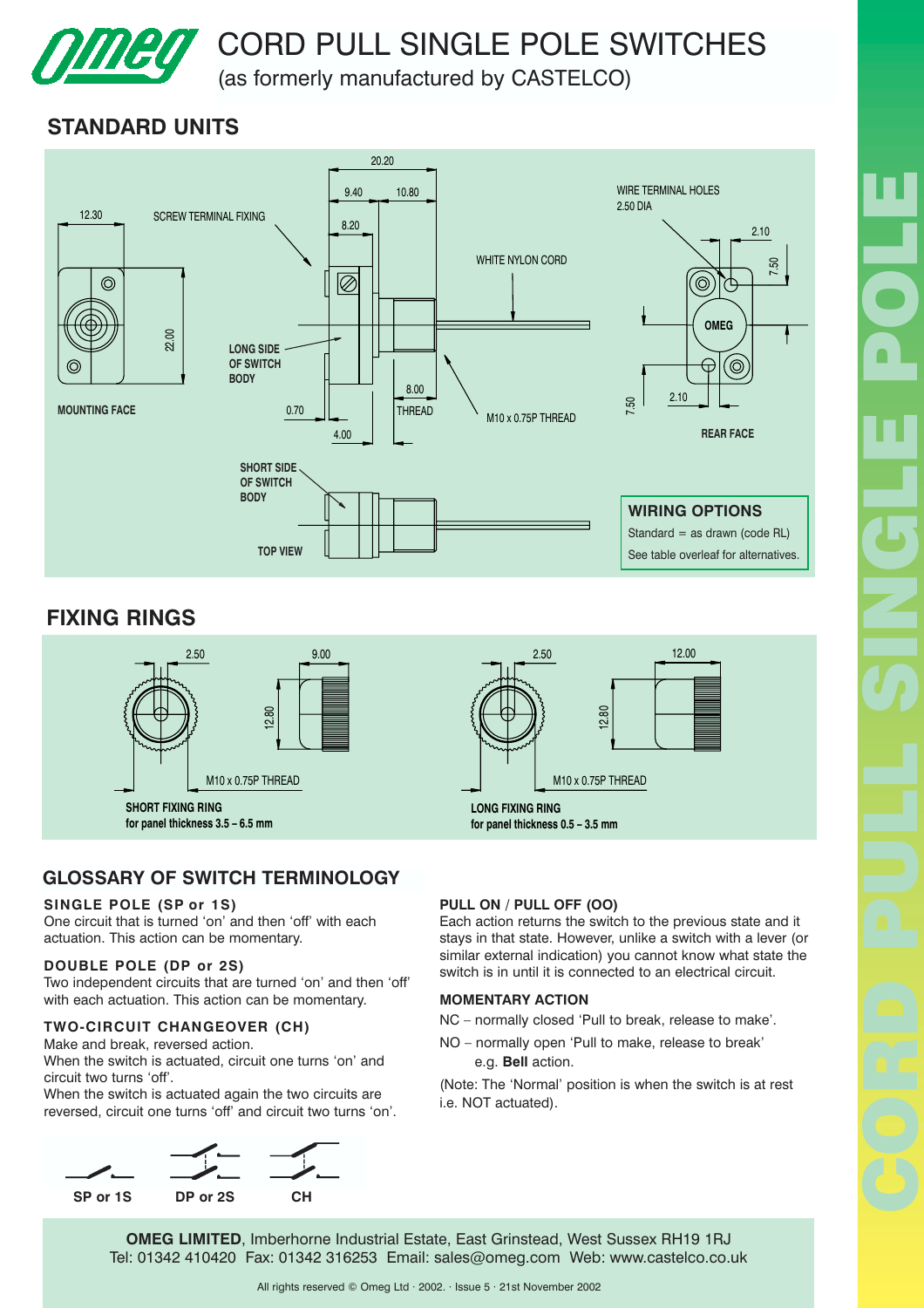# CORD PULL SINGLE POLE SWITCHES

(as formerly manufactured by CASTELCO)

## STANDARD UNITS

12.30
SCREW TERMINAL FIXING
20.20
9.40
10.80
8.20
WHITE NYLON CORD
WIRE TERMINAL HOLES
2.50 DIA
2.10
7.50
22.00
LONG SIDE OF SWITCH BODY
OMEG
MOUNTING FACE
0.70
4.00
8.00
THREAD
M10 x 0.75P THREAD
7.50
2.10
REAR FACE
SHORT SIDE OF SWITCH BODY
TOP VIEW

**WIRING OPTIONS**

Standard = as drawn (code RL)

See table overleaf for alternatives.

## FIXING RINGS

2.50
9.00
12.80
M10 x 0.75P THREAD

**SHORT FIXING RING**
**for panel thickness 3.5 – 6.5 mm**

2.50
12.00
12.80
M10 x 0.75P THREAD

**LONG FIXING RING**
**for panel thickness 0.5 – 3.5 mm**

## GLOSSARY OF SWITCH TERMINOLOGY

**SINGLE POLE (SP or 1S)**
One circuit that is turned 'on' and then 'off' with each actuation. This action can be momentary.

**DOUBLE POLE (DP or 2S)**
Two independent circuits that are turned 'on' and then 'off' with each actuation. This action can be momentary.

**TWO-CIRCUIT CHANGEOVER (CH)**
Make and break, reversed action.
When the switch is actuated, circuit one turns 'on' and circuit two turns 'off'.
When the switch is actuated again the two circuits are reversed, circuit one turns 'off' and circuit two turns 'on'.

SP or 1S    DP or 2S    CH

**PULL ON / PULL OFF (OO)**
Each action returns the switch to the previous state and it stays in that state. However, unlike a switch with a lever (or similar external indication) you cannot know what state the switch is in until it is connected to an electrical circuit.

**MOMENTARY ACTION**

NC – normally closed 'Pull to break, release to make'.

NO – normally open 'Pull to make, release to break' e.g. **Bell** action.

(Note: The 'Normal' position is when the switch is at rest i.e. NOT actuated).

**OMEG LIMITED**, Imberhorne Industrial Estate, East Grinstead, West Sussex RH19 1RJ
Tel: 01342 410420 Fax: 01342 316253 Email: sales@omeg.com Web: www.castelco.co.uk

All rights reserved © Omeg Ltd · 2002. · Issue 5 · 21st November 2002